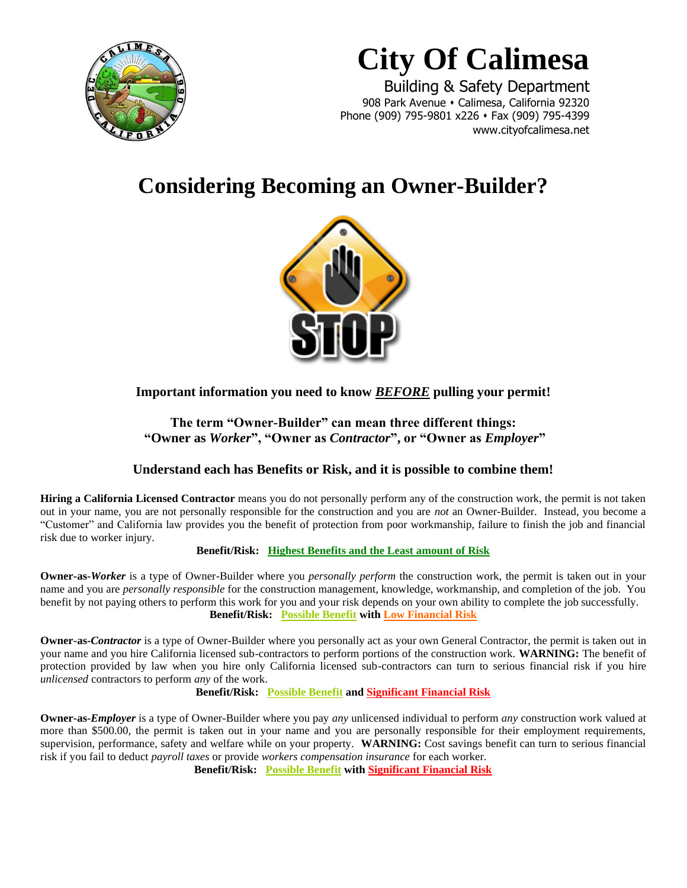# City Of Calimesa

Building & Safety Department
908 Park Avenue • Calimesa, California 92320
Phone (909) 795-9801 x226 • Fax (909) 795-4399
www.cityofcalimesa.net

## Considering Becoming an Owner-Builder?

**Important information you need to know *BEFORE* pulling your permit!**

**The term "Owner-Builder" can mean three different things:**
**"Owner as *Worker*", "Owner as *Contractor*", or "Owner as *Employer*"**

**Understand each has Benefits or Risk, and it is possible to combine them!**

**Hiring a California Licensed Contractor** means you do not personally perform any of the construction work, the permit is not taken out in your name, you are not personally responsible for the construction and you are *not* an Owner-Builder. Instead, you become a "Customer" and California law provides you the benefit of protection from poor workmanship, failure to finish the job and financial risk due to worker injury.

**Benefit/Risk: Highest Benefits and the Least amount of Risk**

**Owner-as-*Worker*** is a type of Owner-Builder where you *personally perform* the construction work, the permit is taken out in your name and you are *personally responsible* for the construction management, knowledge, workmanship, and completion of the job. You benefit by not paying others to perform this work for you and your risk depends on your own ability to complete the job successfully.

**Benefit/Risk: Possible Benefit with Low Financial Risk**

**Owner-as-*Contractor*** is a type of Owner-Builder where you personally act as your own General Contractor, the permit is taken out in your name and you hire California licensed sub-contractors to perform portions of the construction work. **WARNING:** The benefit of protection provided by law when you hire only California licensed sub-contractors can turn to serious financial risk if you hire *unlicensed* contractors to perform *any* of the work.

**Benefit/Risk: Possible Benefit and Significant Financial Risk**

**Owner-as-*Employer*** is a type of Owner-Builder where you pay *any* unlicensed individual to perform *any* construction work valued at more than $500.00, the permit is taken out in your name and you are personally responsible for their employment requirements, supervision, performance, safety and welfare while on your property. **WARNING:** Cost savings benefit can turn to serious financial risk if you fail to deduct *payroll taxes* or provide *workers compensation insurance* for each worker.

**Benefit/Risk: Possible Benefit with Significant Financial Risk**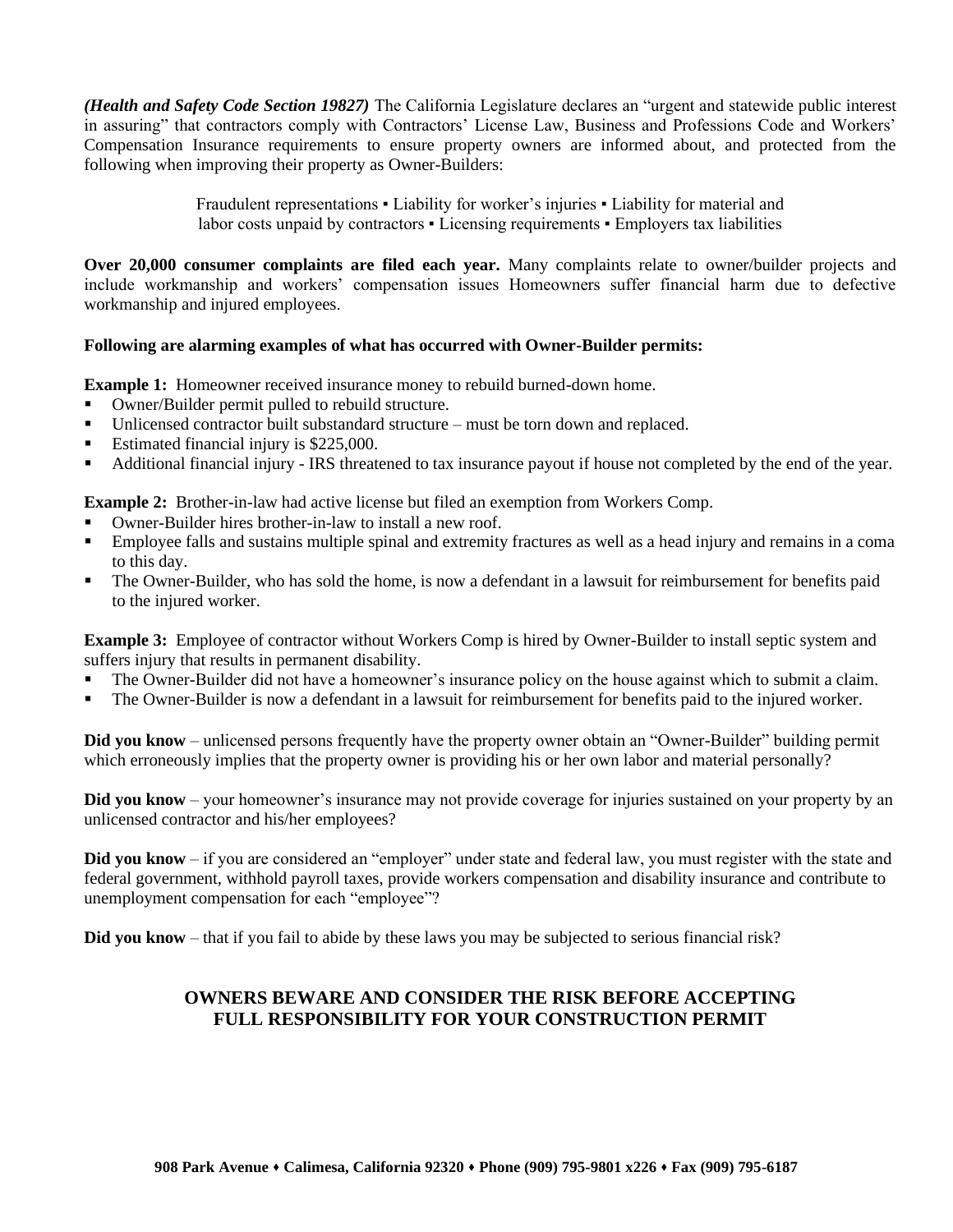***(Health and Safety Code Section 19827)*** The California Legislature declares an "urgent and statewide public interest in assuring" that contractors comply with Contractors' License Law, Business and Professions Code and Workers' Compensation Insurance requirements to ensure property owners are informed about, and protected from the following when improving their property as Owner-Builders:

Fraudulent representations ▪ Liability for worker's injuries ▪ Liability for material and labor costs unpaid by contractors ▪ Licensing requirements ▪ Employers tax liabilities

**Over 20,000 consumer complaints are filed each year.** Many complaints relate to owner/builder projects and include workmanship and workers' compensation issues Homeowners suffer financial harm due to defective workmanship and injured employees.

**Following are alarming examples of what has occurred with Owner-Builder permits:**

**Example 1:** Homeowner received insurance money to rebuild burned-down home.

- Owner/Builder permit pulled to rebuild structure.
- Unlicensed contractor built substandard structure – must be torn down and replaced.
- Estimated financial injury is $225,000.
- Additional financial injury - IRS threatened to tax insurance payout if house not completed by the end of the year.

**Example 2:** Brother-in-law had active license but filed an exemption from Workers Comp.

- Owner-Builder hires brother-in-law to install a new roof.
- Employee falls and sustains multiple spinal and extremity fractures as well as a head injury and remains in a coma to this day.
- The Owner-Builder, who has sold the home, is now a defendant in a lawsuit for reimbursement for benefits paid to the injured worker.

**Example 3:** Employee of contractor without Workers Comp is hired by Owner-Builder to install septic system and suffers injury that results in permanent disability.

- The Owner-Builder did not have a homeowner's insurance policy on the house against which to submit a claim.
- The Owner-Builder is now a defendant in a lawsuit for reimbursement for benefits paid to the injured worker.

**Did you know** – unlicensed persons frequently have the property owner obtain an "Owner-Builder" building permit which erroneously implies that the property owner is providing his or her own labor and material personally?

**Did you know** – your homeowner's insurance may not provide coverage for injuries sustained on your property by an unlicensed contractor and his/her employees?

**Did you know** – if you are considered an "employer" under state and federal law, you must register with the state and federal government, withhold payroll taxes, provide workers compensation and disability insurance and contribute to unemployment compensation for each "employee"?

**Did you know** – that if you fail to abide by these laws you may be subjected to serious financial risk?

## OWNERS BEWARE AND CONSIDER THE RISK BEFORE ACCEPTING FULL RESPONSIBILITY FOR YOUR CONSTRUCTION PERMIT

**908 Park Avenue ♦ Calimesa, California 92320 ♦ Phone (909) 795-9801 x226 ♦ Fax (909) 795-6187**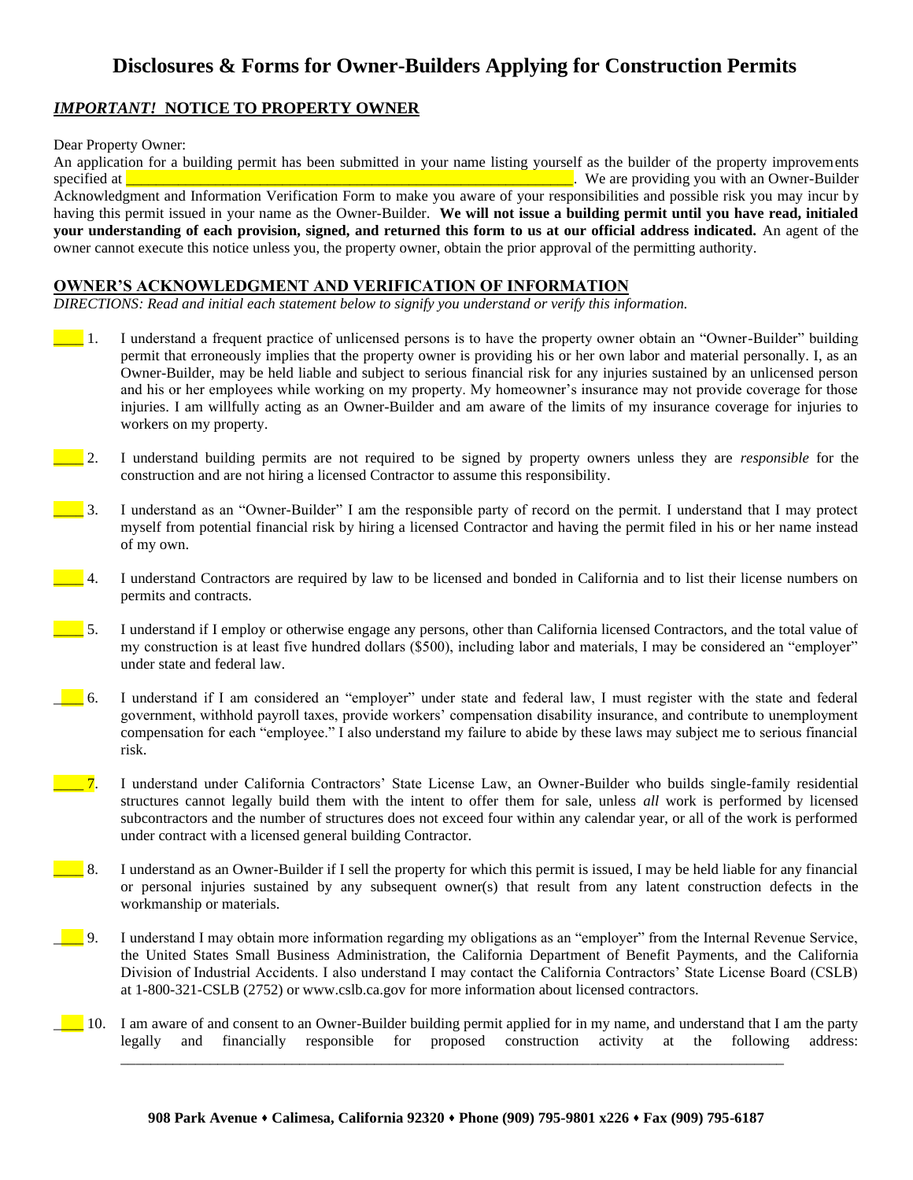# Disclosures & Forms for Owner-Builders Applying for Construction Permits

## ***IMPORTANT!*** NOTICE TO PROPERTY OWNER

Dear Property Owner:

An application for a building permit has been submitted in your name listing yourself as the builder of the property improvements specified at ______________________________________________________. We are providing you with an Owner-Builder Acknowledgment and Information Verification Form to make you aware of your responsibilities and possible risk you may incur by having this permit issued in your name as the Owner-Builder. **We will not issue a building permit until you have read, initialed your understanding of each provision, signed, and returned this form to us at our official address indicated.** An agent of the owner cannot execute this notice unless you, the property owner, obtain the prior approval of the permitting authority.

## OWNER'S ACKNOWLEDGMENT AND VERIFICATION OF INFORMATION

*DIRECTIONS: Read and initial each statement below to signify you understand or verify this information.*

____ 1. I understand a frequent practice of unlicensed persons is to have the property owner obtain an "Owner-Builder" building permit that erroneously implies that the property owner is providing his or her own labor and material personally. I, as an Owner-Builder, may be held liable and subject to serious financial risk for any injuries sustained by an unlicensed person and his or her employees while working on my property. My homeowner's insurance may not provide coverage for those injuries. I am willfully acting as an Owner-Builder and am aware of the limits of my insurance coverage for injuries to workers on my property.

____ 2. I understand building permits are not required to be signed by property owners unless they are *responsible* for the construction and are not hiring a licensed Contractor to assume this responsibility.

____ 3. I understand as an "Owner-Builder" I am the responsible party of record on the permit. I understand that I may protect myself from potential financial risk by hiring a licensed Contractor and having the permit filed in his or her name instead of my own.

____ 4. I understand Contractors are required by law to be licensed and bonded in California and to list their license numbers on permits and contracts.

____ 5. I understand if I employ or otherwise engage any persons, other than California licensed Contractors, and the total value of my construction is at least five hundred dollars ($500), including labor and materials, I may be considered an "employer" under state and federal law.

____ 6. I understand if I am considered an "employer" under state and federal law, I must register with the state and federal government, withhold payroll taxes, provide workers' compensation disability insurance, and contribute to unemployment compensation for each "employee." I also understand my failure to abide by these laws may subject me to serious financial risk.

____ 7. I understand under California Contractors' State License Law, an Owner-Builder who builds single-family residential structures cannot legally build them with the intent to offer them for sale, unless *all* work is performed by licensed subcontractors and the number of structures does not exceed four within any calendar year, or all of the work is performed under contract with a licensed general building Contractor.

____ 8. I understand as an Owner-Builder if I sell the property for which this permit is issued, I may be held liable for any financial or personal injuries sustained by any subsequent owner(s) that result from any latent construction defects in the workmanship or materials.

____ 9. I understand I may obtain more information regarding my obligations as an "employer" from the Internal Revenue Service, the United States Small Business Administration, the California Department of Benefit Payments, and the California Division of Industrial Accidents. I also understand I may contact the California Contractors' State License Board (CSLB) at 1-800-321-CSLB (2752) or www.cslb.ca.gov for more information about licensed contractors.

____ 10. I am aware of and consent to an Owner-Builder building permit applied for in my name, and understand that I am the party legally and financially responsible for proposed construction activity at the following address: ________________________________________________________________________________

**908 Park Avenue ♦ Calimesa, California 92320 ♦ Phone (909) 795-9801 x226 ♦ Fax (909) 795-6187**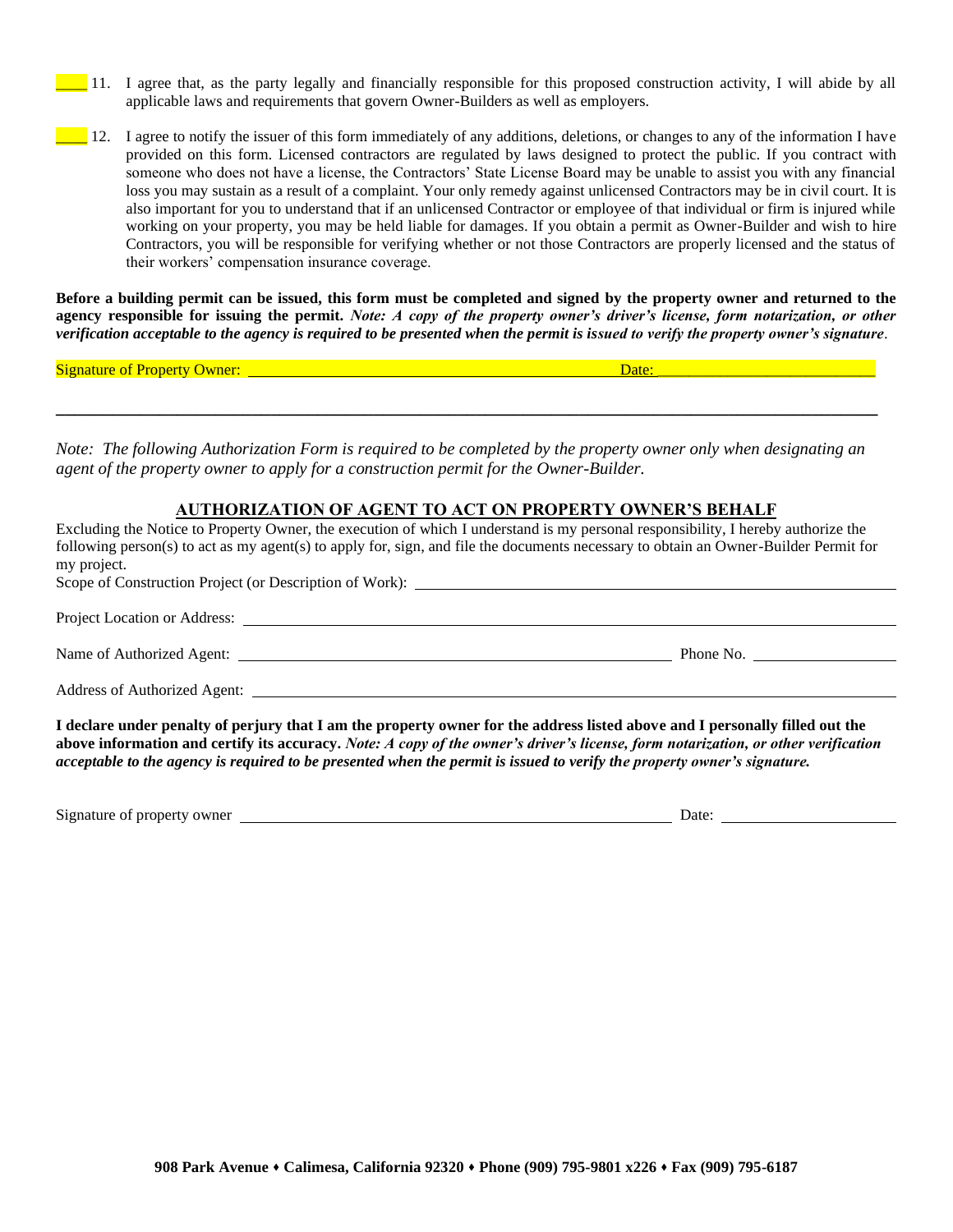____ 11. I agree that, as the party legally and financially responsible for this proposed construction activity, I will abide by all applicable laws and requirements that govern Owner-Builders as well as employers.

____ 12. I agree to notify the issuer of this form immediately of any additions, deletions, or changes to any of the information I have provided on this form. Licensed contractors are regulated by laws designed to protect the public. If you contract with someone who does not have a license, the Contractors' State License Board may be unable to assist you with any financial loss you may sustain as a result of a complaint. Your only remedy against unlicensed Contractors may be in civil court. It is also important for you to understand that if an unlicensed Contractor or employee of that individual or firm is injured while working on your property, you may be held liable for damages. If you obtain a permit as Owner-Builder and wish to hire Contractors, you will be responsible for verifying whether or not those Contractors are properly licensed and the status of their workers' compensation insurance coverage.

**Before a building permit can be issued, this form must be completed and signed by the property owner and returned to the agency responsible for issuing the permit.** ***Note: A copy of the property owner's driver's license, form notarization, or other verification acceptable to the agency is required to be presented when the permit is issued to verify the property owner's signature***.

Signature of Property Owner: ______________________________ Date: ____________________

---

*Note: The following Authorization Form is required to be completed by the property owner only when designating an agent of the property owner to apply for a construction permit for the Owner-Builder.*

## AUTHORIZATION OF AGENT TO ACT ON PROPERTY OWNER'S BEHALF

Excluding the Notice to Property Owner, the execution of which I understand is my personal responsibility, I hereby authorize the following person(s) to act as my agent(s) to apply for, sign, and file the documents necessary to obtain an Owner-Builder Permit for my project.

Scope of Construction Project (or Description of Work): ______________________________

Project Location or Address: ______________________________

Name of Authorized Agent: ______________________________ Phone No. ____________

Address of Authorized Agent: ______________________________

**I declare under penalty of perjury that I am the property owner for the address listed above and I personally filled out the above information and certify its accuracy.** ***Note: A copy of the owner's driver's license, form notarization, or other verification acceptable to the agency is required to be presented when the permit is issued to verify the property owner's signature.***

Signature of property owner ______________________________ Date: ____________

**908 Park Avenue ♦ Calimesa, California 92320 ♦ Phone (909) 795-9801 x226 ♦ Fax (909) 795-6187**